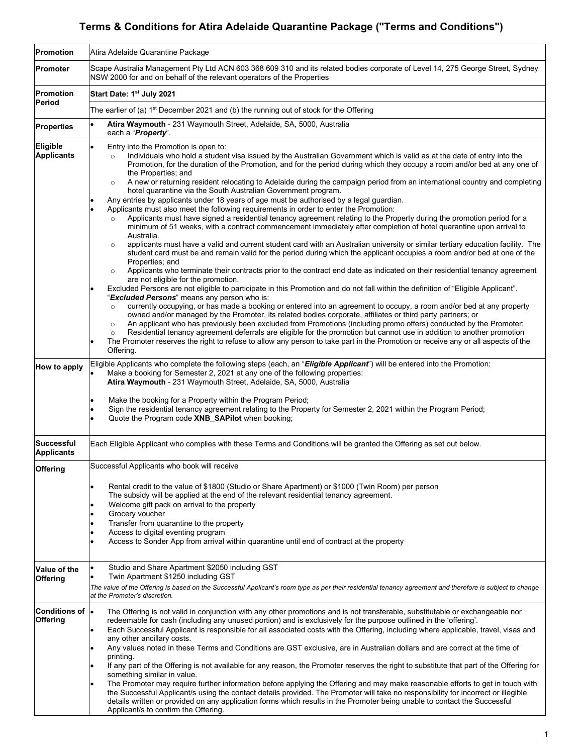# Terms & Conditions for Atira Adelaide Quarantine Package ("Terms and Conditions")

| | |
|---|---|
| **Promotion** | Atira Adelaide Quarantine Package |
| **Promoter** | Scape Australia Management Pty Ltd ACN 603 368 609 310 and its related bodies corporate of Level 14, 275 George Street, Sydney NSW 2000 for and on behalf of the relevant operators of the Properties |
| **Promotion Period** | **Start Date: 1st July 2021**<br>The earlier of (a) 1st December 2021 and (b) the running out of stock for the Offering |
| **Properties** | • **Atira Waymouth** - 231 Waymouth Street, Adelaide, SA, 5000, Australia each a "***Property***". |
| **Eligible Applicants** | • Entry into the Promotion is open to:<br>  ○ Individuals who hold a student visa issued by the Australian Government which is valid as at the date of entry into the Promotion, for the duration of the Promotion, and for the period during which they occupy a room and/or bed at any one of the Properties; and<br>  ○ A new or returning resident relocating to Adelaide during the campaign period from an international country and completing hotel quarantine via the South Australian Government program.<br>• Any entries by applicants under 18 years of age must be authorised by a legal guardian.<br>• Applicants must also meet the following requirements in order to enter the Promotion:<br>  ○ Applicants must have signed a residential tenancy agreement relating to the Property during the promotion period for a minimum of 51 weeks, with a contract commencement immediately after completion of hotel quarantine upon arrival to Australia.<br>  ○ applicants must have a valid and current student card with an Australian university or similar tertiary education facility. The student card must be and remain valid for the period during which the applicant occupies a room and/or bed at one of the Properties; and<br>  ○ Applicants who terminate their contracts prior to the contract end date as indicated on their residential tenancy agreement are not eligible for the promotion.<br>• Excluded Persons are not eligible to participate in this Promotion and do not fall within the definition of "Eligible Applicant". "***Excluded Persons***" means any person who is:<br>  ○ currently occupying, or has made a booking or entered into an agreement to occupy, a room and/or bed at any property owned and/or managed by the Promoter, its related bodies corporate, affiliates or third party partners; or<br>  ○ An applicant who has previously been excluded from Promotions (including promo offers) conducted by the Promoter;<br>  ○ Residential tenancy agreement deferrals are eligible for the promotion but cannot use in addition to another promotion<br>• The Promoter reserves the right to refuse to allow any person to take part in the Promotion or receive any or all aspects of the Offering. |
| **How to apply** | Eligible Applicants who complete the following steps (each, an "***Eligible Applicant***") will be entered into the Promotion:<br>• Make a booking for Semester 2, 2021 at any one of the following properties: **Atira Waymouth** - 231 Waymouth Street, Adelaide, SA, 5000, Australia<br>• Make the booking for a Property within the Program Period;<br>• Sign the residential tenancy agreement relating to the Property for Semester 2, 2021 within the Program Period;<br>• Quote the Program code **XNB_SAPilot** when booking; |
| **Successful Applicants** | Each Eligible Applicant who complies with these Terms and Conditions will be granted the Offering as set out below. |
| **Offering** | Successful Applicants who book will receive<br>• Rental credit to the value of \$1800 (Studio or Share Apartment) or \$1000 (Twin Room) per person The subsidy will be applied at the end of the relevant residential tenancy agreement.<br>• Welcome gift pack on arrival to the property<br>• Grocery voucher<br>• Transfer from quarantine to the property<br>• Access to digital eventing program<br>• Access to Sonder App from arrival within quarantine until end of contract at the property |
| **Value of the Offering** | • Studio and Share Apartment \$2050 including GST<br>• Twin Apartment \$1250 including GST<br>*The value of the Offering is based on the Successful Applicant's room type as per their residential tenancy agreement and therefore is subject to change at the Promoter's discretion.* |
| **Conditions of Offering** | • The Offering is not valid in conjunction with any other promotions and is not transferable, substitutable or exchangeable nor redeemable for cash (including any unused portion) and is exclusively for the purpose outlined in the 'offering'.<br>• Each Successful Applicant is responsible for all associated costs with the Offering, including where applicable, travel, visas and any other ancillary costs.<br>• Any values noted in these Terms and Conditions are GST exclusive, are in Australian dollars and are correct at the time of printing.<br>• If any part of the Offering is not available for any reason, the Promoter reserves the right to substitute that part of the Offering for something similar in value.<br>• The Promoter may require further information before applying the Offering and may make reasonable efforts to get in touch with the Successful Applicant/s using the contact details provided. The Promoter will take no responsibility for incorrect or illegible details written or provided on any application forms which results in the Promoter being unable to contact the Successful Applicant/s to confirm the Offering. |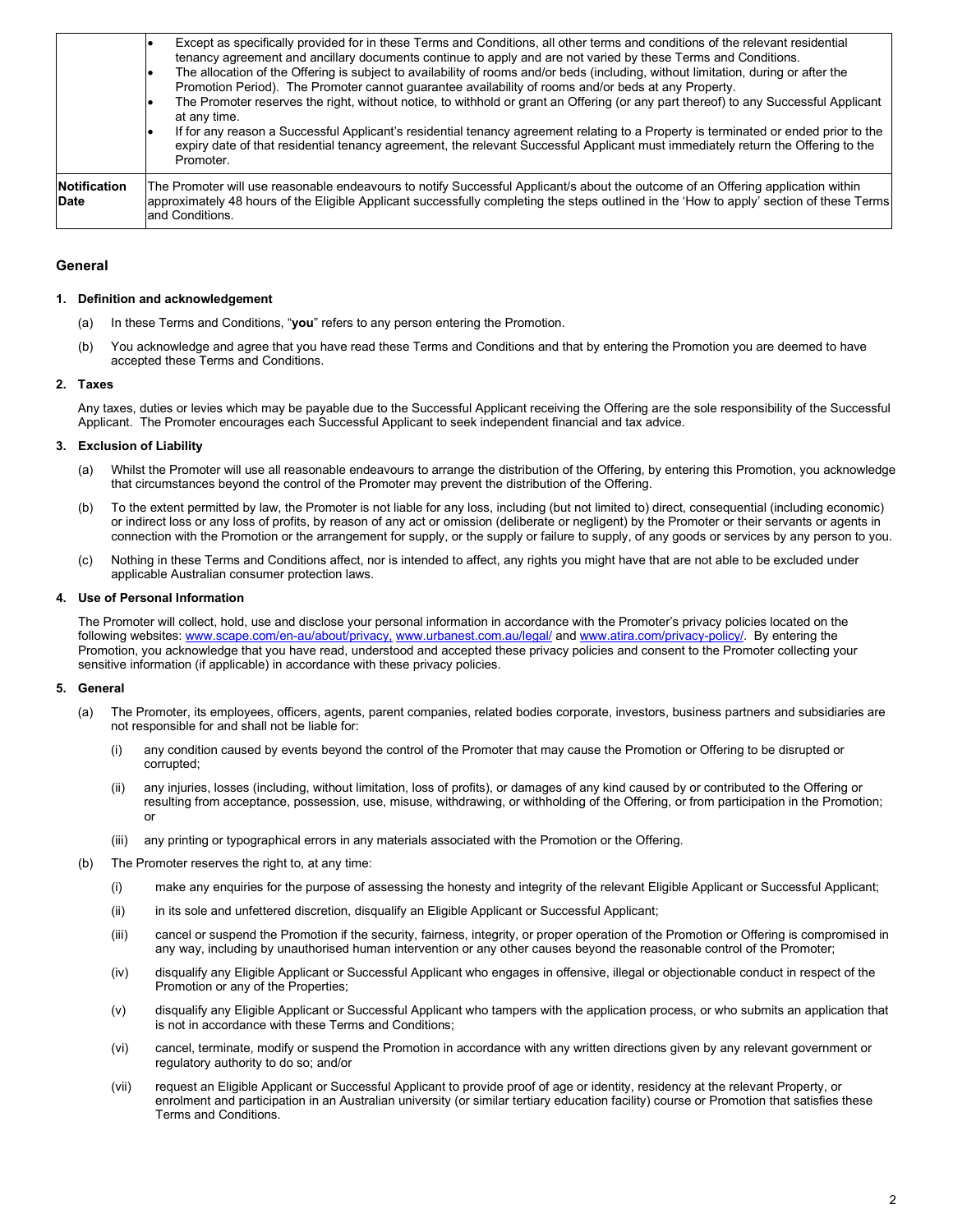| | |
|---|---|
| | • Except as specifically provided for in these Terms and Conditions, all other terms and conditions of the relevant residential tenancy agreement and ancillary documents continue to apply and are not varied by these Terms and Conditions.<br>• The allocation of the Offering is subject to availability of rooms and/or beds (including, without limitation, during or after the Promotion Period). The Promoter cannot guarantee availability of rooms and/or beds at any Property.<br>• The Promoter reserves the right, without notice, to withhold or grant an Offering (or any part thereof) to any Successful Applicant at any time.<br>• If for any reason a Successful Applicant's residential tenancy agreement relating to a Property is terminated or ended prior to the expiry date of that residential tenancy agreement, the relevant Successful Applicant must immediately return the Offering to the Promoter. |
| **Notification Date** | The Promoter will use reasonable endeavours to notify Successful Applicant/s about the outcome of an Offering application within approximately 48 hours of the Eligible Applicant successfully completing the steps outlined in the 'How to apply' section of these Terms and Conditions. |

## General

### 1. Definition and acknowledgement

(a) In these Terms and Conditions, "**you**" refers to any person entering the Promotion.

(b) You acknowledge and agree that you have read these Terms and Conditions and that by entering the Promotion you are deemed to have accepted these Terms and Conditions.

### 2. Taxes

Any taxes, duties or levies which may be payable due to the Successful Applicant receiving the Offering are the sole responsibility of the Successful Applicant. The Promoter encourages each Successful Applicant to seek independent financial and tax advice.

### 3. Exclusion of Liability

(a) Whilst the Promoter will use all reasonable endeavours to arrange the distribution of the Offering, by entering this Promotion, you acknowledge that circumstances beyond the control of the Promoter may prevent the distribution of the Offering.

(b) To the extent permitted by law, the Promoter is not liable for any loss, including (but not limited to) direct, consequential (including economic) or indirect loss or any loss of profits, by reason of any act or omission (deliberate or negligent) by the Promoter or their servants or agents in connection with the Promotion or the arrangement for supply, or the supply or failure to supply, of any goods or services by any person to you.

(c) Nothing in these Terms and Conditions affect, nor is intended to affect, any rights you might have that are not able to be excluded under applicable Australian consumer protection laws.

### 4. Use of Personal Information

The Promoter will collect, hold, use and disclose your personal information in accordance with the Promoter's privacy policies located on the following websites: www.scape.com/en-au/about/privacy, www.urbanest.com.au/legal/ and www.atira.com/privacy-policy/. By entering the Promotion, you acknowledge that you have read, understood and accepted these privacy policies and consent to the Promoter collecting your sensitive information (if applicable) in accordance with these privacy policies.

### 5. General

(a) The Promoter, its employees, officers, agents, parent companies, related bodies corporate, investors, business partners and subsidiaries are not responsible for and shall not be liable for:

(i) any condition caused by events beyond the control of the Promoter that may cause the Promotion or Offering to be disrupted or corrupted;

(ii) any injuries, losses (including, without limitation, loss of profits), or damages of any kind caused by or contributed to the Offering or resulting from acceptance, possession, use, misuse, withdrawing, or withholding of the Offering, or from participation in the Promotion; or

(iii) any printing or typographical errors in any materials associated with the Promotion or the Offering.

(b) The Promoter reserves the right to, at any time:

(i) make any enquiries for the purpose of assessing the honesty and integrity of the relevant Eligible Applicant or Successful Applicant;

(ii) in its sole and unfettered discretion, disqualify an Eligible Applicant or Successful Applicant;

(iii) cancel or suspend the Promotion if the security, fairness, integrity, or proper operation of the Promotion or Offering is compromised in any way, including by unauthorised human intervention or any other causes beyond the reasonable control of the Promoter;

(iv) disqualify any Eligible Applicant or Successful Applicant who engages in offensive, illegal or objectionable conduct in respect of the Promotion or any of the Properties;

(v) disqualify any Eligible Applicant or Successful Applicant who tampers with the application process, or who submits an application that is not in accordance with these Terms and Conditions;

(vi) cancel, terminate, modify or suspend the Promotion in accordance with any written directions given by any relevant government or regulatory authority to do so; and/or

(vii) request an Eligible Applicant or Successful Applicant to provide proof of age or identity, residency at the relevant Property, or enrolment and participation in an Australian university (or similar tertiary education facility) course or Promotion that satisfies these Terms and Conditions.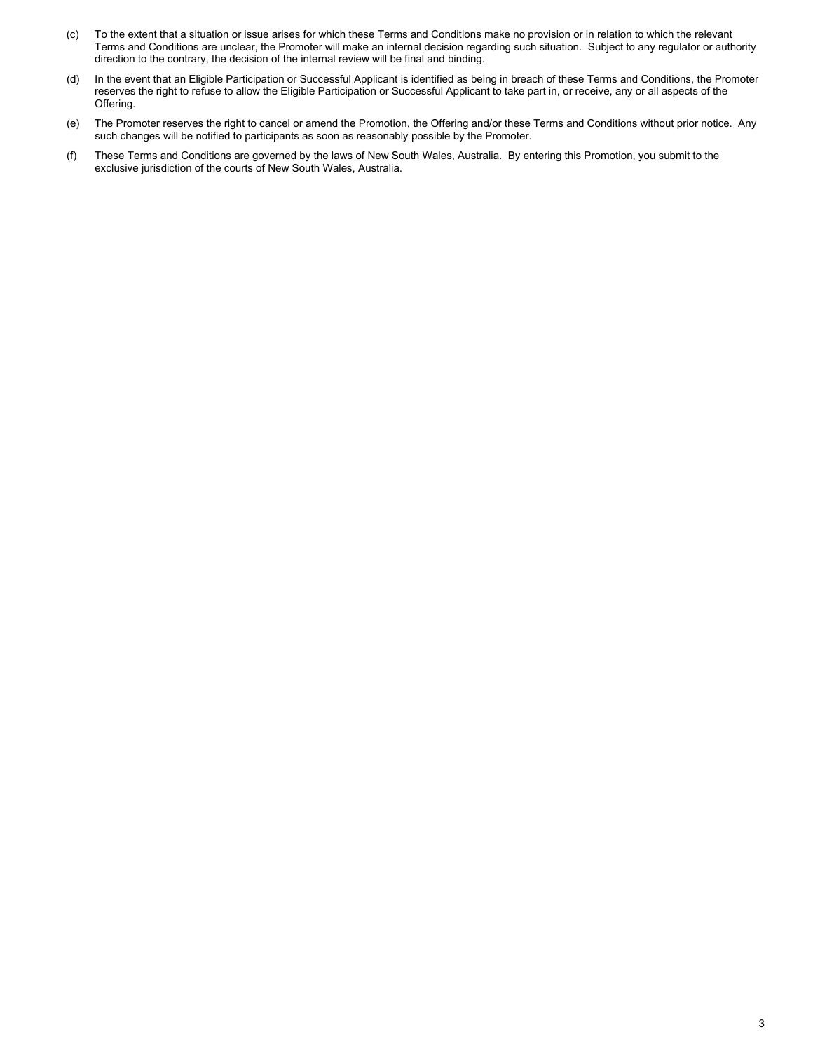(c) To the extent that a situation or issue arises for which these Terms and Conditions make no provision or in relation to which the relevant Terms and Conditions are unclear, the Promoter will make an internal decision regarding such situation. Subject to any regulator or authority direction to the contrary, the decision of the internal review will be final and binding.

(d) In the event that an Eligible Participation or Successful Applicant is identified as being in breach of these Terms and Conditions, the Promoter reserves the right to refuse to allow the Eligible Participation or Successful Applicant to take part in, or receive, any or all aspects of the Offering.

(e) The Promoter reserves the right to cancel or amend the Promotion, the Offering and/or these Terms and Conditions without prior notice. Any such changes will be notified to participants as soon as reasonably possible by the Promoter.

(f) These Terms and Conditions are governed by the laws of New South Wales, Australia. By entering this Promotion, you submit to the exclusive jurisdiction of the courts of New South Wales, Australia.